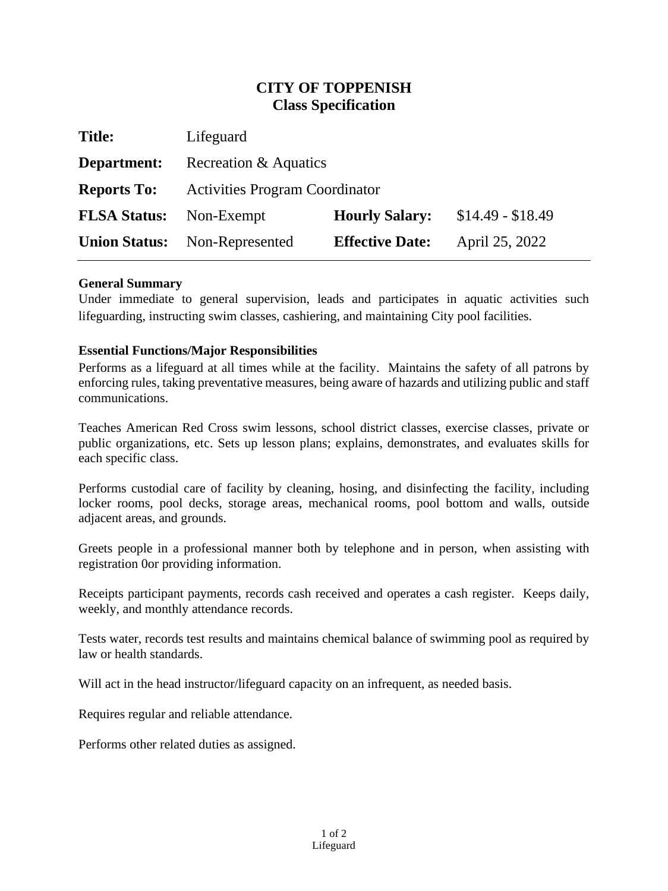# CITY OF TOPPENISH
## Class Specification

| | | | |
|---|---|---|---|
| **Title:** | Lifeguard | | |
| **Department:** | Recreation & Aquatics | | |
| **Reports To:** | Activities Program Coordinator | | |
| **FLSA Status:** | Non-Exempt | **Hourly Salary:** | $14.49 - $18.49 |
| **Union Status:** | Non-Represented | **Effective Date:** | April 25, 2022 |

**General Summary**

Under immediate to general supervision, leads and participates in aquatic activities such lifeguarding, instructing swim classes, cashiering, and maintaining City pool facilities.

**Essential Functions/Major Responsibilities**

Performs as a lifeguard at all times while at the facility. Maintains the safety of all patrons by enforcing rules, taking preventative measures, being aware of hazards and utilizing public and staff communications.

Teaches American Red Cross swim lessons, school district classes, exercise classes, private or public organizations, etc. Sets up lesson plans; explains, demonstrates, and evaluates skills for each specific class.

Performs custodial care of facility by cleaning, hosing, and disinfecting the facility, including locker rooms, pool decks, storage areas, mechanical rooms, pool bottom and walls, outside adjacent areas, and grounds.

Greets people in a professional manner both by telephone and in person, when assisting with registration 0or providing information.

Receipts participant payments, records cash received and operates a cash register. Keeps daily, weekly, and monthly attendance records.

Tests water, records test results and maintains chemical balance of swimming pool as required by law or health standards.

Will act in the head instructor/lifeguard capacity on an infrequent, as needed basis.

Requires regular and reliable attendance.

Performs other related duties as assigned.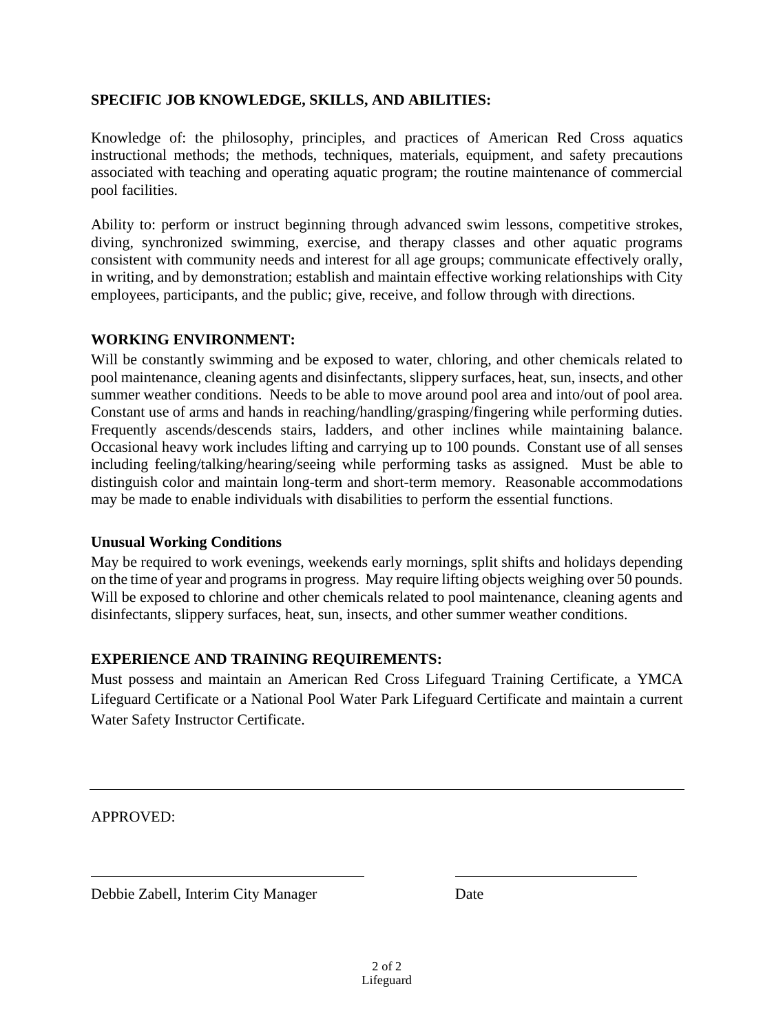**SPECIFIC JOB KNOWLEDGE, SKILLS, AND ABILITIES:**

Knowledge of: the philosophy, principles, and practices of American Red Cross aquatics instructional methods; the methods, techniques, materials, equipment, and safety precautions associated with teaching and operating aquatic program; the routine maintenance of commercial pool facilities.

Ability to: perform or instruct beginning through advanced swim lessons, competitive strokes, diving, synchronized swimming, exercise, and therapy classes and other aquatic programs consistent with community needs and interest for all age groups; communicate effectively orally, in writing, and by demonstration; establish and maintain effective working relationships with City employees, participants, and the public; give, receive, and follow through with directions.

**WORKING ENVIRONMENT:**

Will be constantly swimming and be exposed to water, chloring, and other chemicals related to pool maintenance, cleaning agents and disinfectants, slippery surfaces, heat, sun, insects, and other summer weather conditions. Needs to be able to move around pool area and into/out of pool area. Constant use of arms and hands in reaching/handling/grasping/fingering while performing duties. Frequently ascends/descends stairs, ladders, and other inclines while maintaining balance. Occasional heavy work includes lifting and carrying up to 100 pounds. Constant use of all senses including feeling/talking/hearing/seeing while performing tasks as assigned. Must be able to distinguish color and maintain long-term and short-term memory. Reasonable accommodations may be made to enable individuals with disabilities to perform the essential functions.

**Unusual Working Conditions**

May be required to work evenings, weekends early mornings, split shifts and holidays depending on the time of year and programs in progress. May require lifting objects weighing over 50 pounds. Will be exposed to chlorine and other chemicals related to pool maintenance, cleaning agents and disinfectants, slippery surfaces, heat, sun, insects, and other summer weather conditions.

**EXPERIENCE AND TRAINING REQUIREMENTS:**

Must possess and maintain an American Red Cross Lifeguard Training Certificate, a YMCA Lifeguard Certificate or a National Pool Water Park Lifeguard Certificate and maintain a current Water Safety Instructor Certificate.

---

APPROVED:

_______________________________ _______________________

Debbie Zabell, Interim City Manager Date